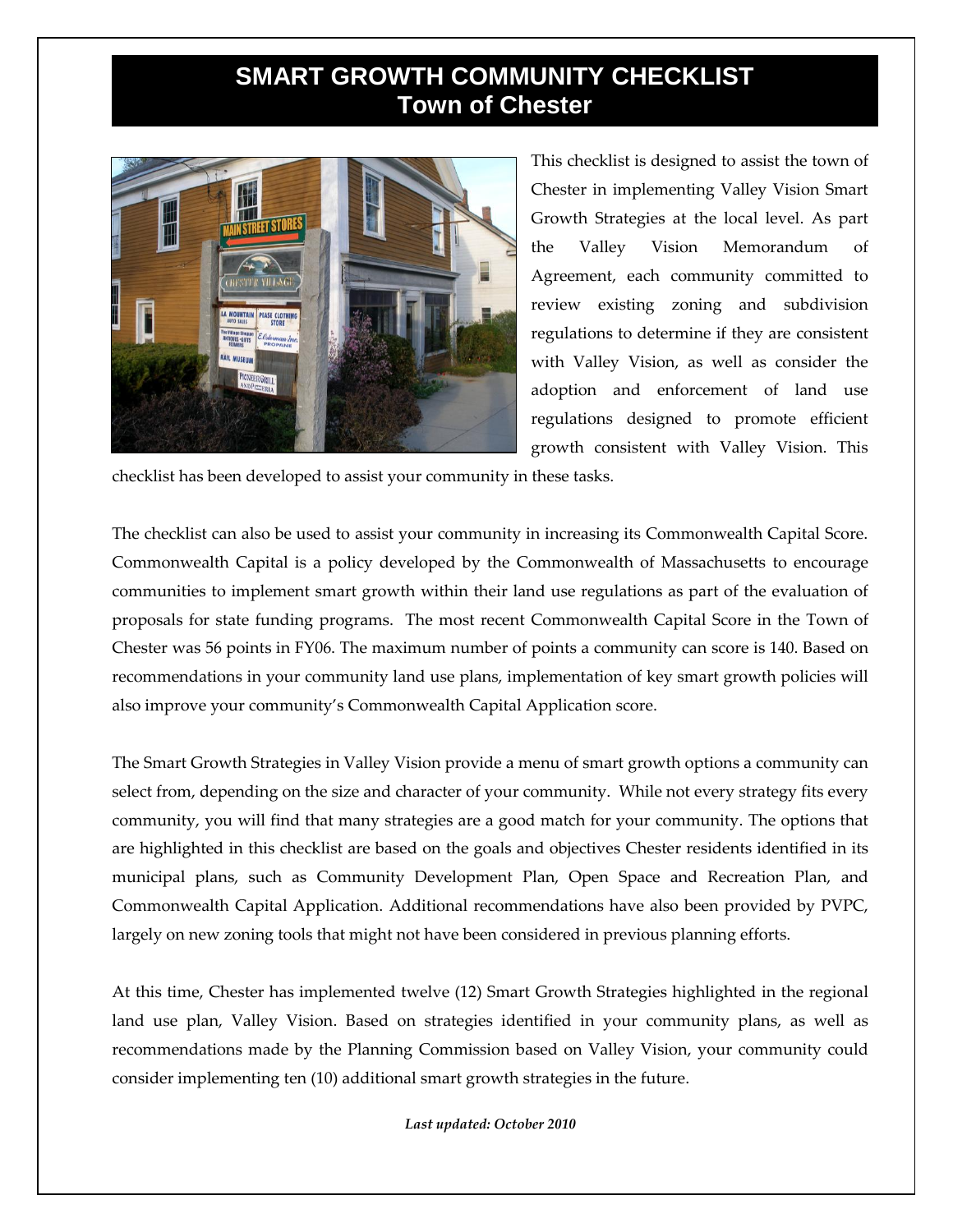# SMART GROWTH COMMUNITY CHECKLIST
## Town of Chester

This checklist is designed to assist the town of Chester in implementing Valley Vision Smart Growth Strategies at the local level. As part the Valley Vision Memorandum of Agreement, each community committed to review existing zoning and subdivision regulations to determine if they are consistent with Valley Vision, as well as consider the adoption and enforcement of land use regulations designed to promote efficient growth consistent with Valley Vision. This checklist has been developed to assist your community in these tasks.

The checklist can also be used to assist your community in increasing its Commonwealth Capital Score. Commonwealth Capital is a policy developed by the Commonwealth of Massachusetts to encourage communities to implement smart growth within their land use regulations as part of the evaluation of proposals for state funding programs. The most recent Commonwealth Capital Score in the Town of Chester was 56 points in FY06. The maximum number of points a community can score is 140. Based on recommendations in your community land use plans, implementation of key smart growth policies will also improve your community's Commonwealth Capital Application score.

The Smart Growth Strategies in Valley Vision provide a menu of smart growth options a community can select from, depending on the size and character of your community. While not every strategy fits every community, you will find that many strategies are a good match for your community. The options that are highlighted in this checklist are based on the goals and objectives Chester residents identified in its municipal plans, such as Community Development Plan, Open Space and Recreation Plan, and Commonwealth Capital Application. Additional recommendations have also been provided by PVPC, largely on new zoning tools that might not have been considered in previous planning efforts.

At this time, Chester has implemented twelve (12) Smart Growth Strategies highlighted in the regional land use plan, Valley Vision. Based on strategies identified in your community plans, as well as recommendations made by the Planning Commission based on Valley Vision, your community could consider implementing ten (10) additional smart growth strategies in the future.

***Last updated: October 2010***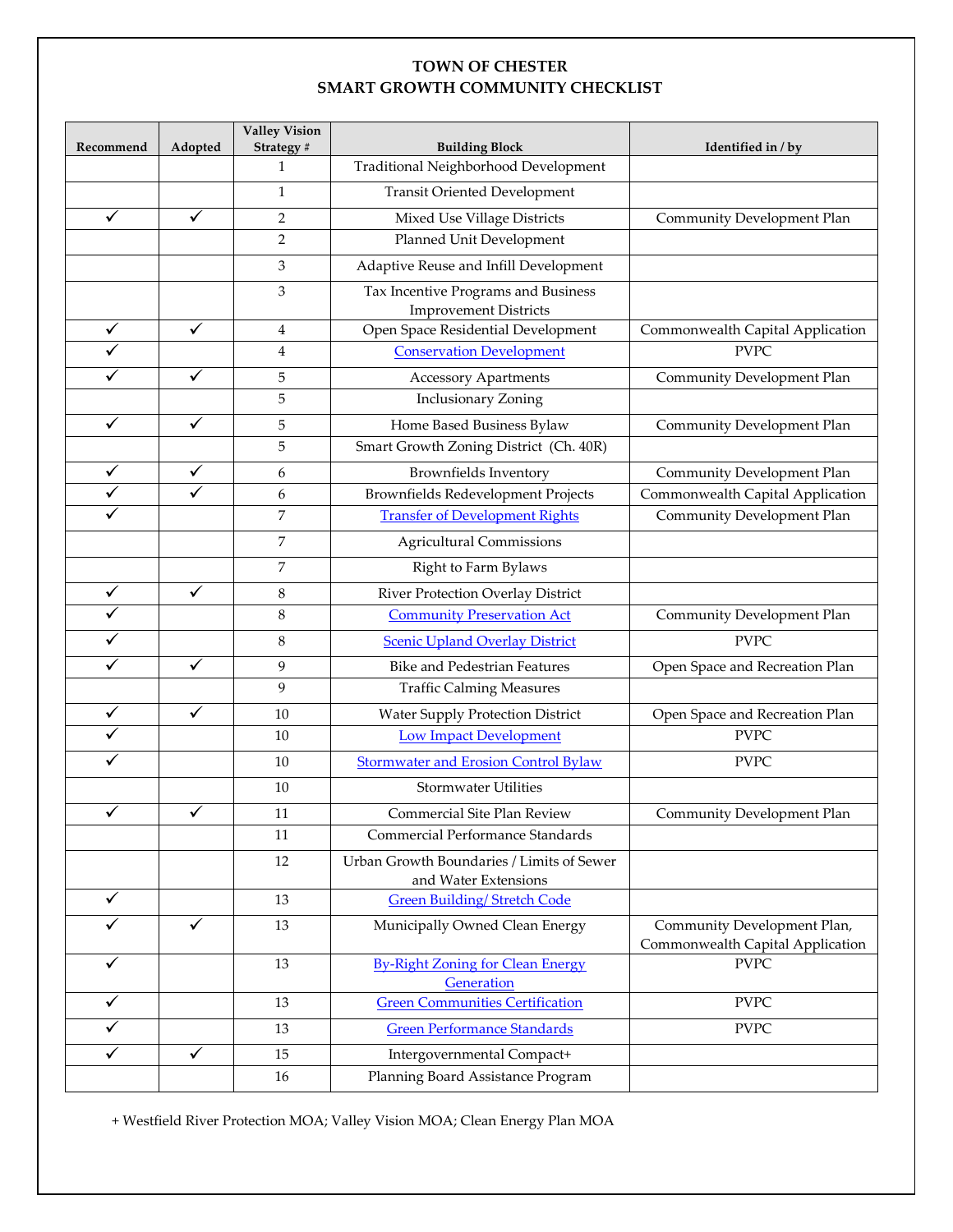**TOWN OF CHESTER**
**SMART GROWTH COMMUNITY CHECKLIST**

| Recommend | Adopted | Valley Vision Strategy # | Building Block | Identified in / by |
|---|---|---|---|---|
| | | 1 | Traditional Neighborhood Development | |
| | | 1 | Transit Oriented Development | |
| ✓ | ✓ | 2 | Mixed Use Village Districts | Community Development Plan |
| | | 2 | Planned Unit Development | |
| | | 3 | Adaptive Reuse and Infill Development | |
| | | 3 | Tax Incentive Programs and Business Improvement Districts | |
| ✓ | ✓ | 4 | Open Space Residential Development | Commonwealth Capital Application |
| ✓ | | 4 | Conservation Development | PVPC |
| ✓ | ✓ | 5 | Accessory Apartments | Community Development Plan |
| | | 5 | Inclusionary Zoning | |
| ✓ | ✓ | 5 | Home Based Business Bylaw | Community Development Plan |
| | | 5 | Smart Growth Zoning District (Ch. 40R) | |
| ✓ | ✓ | 6 | Brownfields Inventory | Community Development Plan |
| ✓ | ✓ | 6 | Brownfields Redevelopment Projects | Commonwealth Capital Application |
| ✓ | | 7 | Transfer of Development Rights | Community Development Plan |
| | | 7 | Agricultural Commissions | |
| | | 7 | Right to Farm Bylaws | |
| ✓ | ✓ | 8 | River Protection Overlay District | |
| ✓ | | 8 | Community Preservation Act | Community Development Plan |
| ✓ | | 8 | Scenic Upland Overlay District | PVPC |
| ✓ | ✓ | 9 | Bike and Pedestrian Features | Open Space and Recreation Plan |
| | | 9 | Traffic Calming Measures | |
| ✓ | ✓ | 10 | Water Supply Protection District | Open Space and Recreation Plan |
| ✓ | | 10 | Low Impact Development | PVPC |
| ✓ | | 10 | Stormwater and Erosion Control Bylaw | PVPC |
| | | 10 | Stormwater Utilities | |
| ✓ | ✓ | 11 | Commercial Site Plan Review | Community Development Plan |
| | | 11 | Commercial Performance Standards | |
| | | 12 | Urban Growth Boundaries / Limits of Sewer and Water Extensions | |
| ✓ | | 13 | Green Building/ Stretch Code | |
| ✓ | ✓ | 13 | Municipally Owned Clean Energy | Community Development Plan, Commonwealth Capital Application |
| ✓ | | 13 | By-Right Zoning for Clean Energy Generation | PVPC |
| ✓ | | 13 | Green Communities Certification | PVPC |
| ✓ | | 13 | Green Performance Standards | PVPC |
| ✓ | ✓ | 15 | Intergovernmental Compact+ | |
| | | 16 | Planning Board Assistance Program | |

+ Westfield River Protection MOA; Valley Vision MOA; Clean Energy Plan MOA